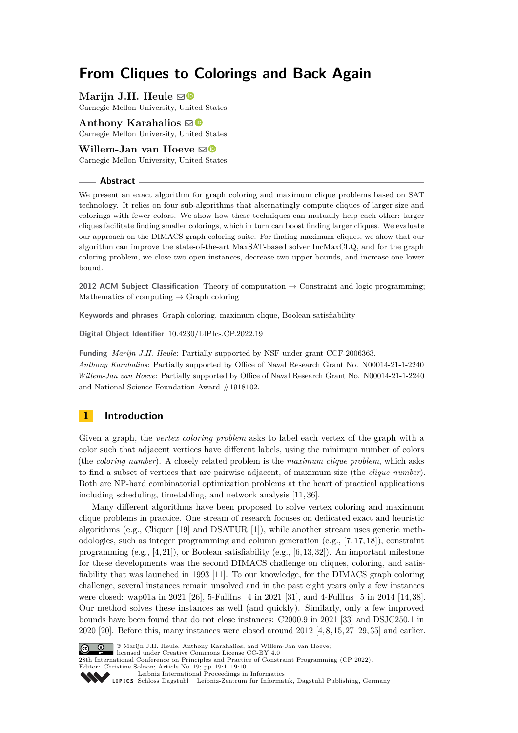# From Cliques to Colorings and Back Again

**Marijn J.H. Heule**
Carnegie Mellon University, United States

**Anthony Karahalios**
Carnegie Mellon University, United States

**Willem-Jan van Hoeve**
Carnegie Mellon University, United States

## Abstract

We present an exact algorithm for graph coloring and maximum clique problems based on SAT technology. It relies on four sub-algorithms that alternatingly compute cliques of larger size and colorings with fewer colors. We show how these techniques can mutually help each other: larger cliques facilitate finding smaller colorings, which in turn can boost finding larger cliques. We evaluate our approach on the DIMACS graph coloring suite. For finding maximum cliques, we show that our algorithm can improve the state-of-the-art MaxSAT-based solver IncMaxCLQ, and for the graph coloring problem, we close two open instances, decrease two upper bounds, and increase one lower bound.

**2012 ACM Subject Classification** Theory of computation → Constraint and logic programming; Mathematics of computing → Graph coloring

**Keywords and phrases** Graph coloring, maximum clique, Boolean satisfiability

**Digital Object Identifier** 10.4230/LIPIcs.CP.2022.19

**Funding** *Marijn J.H. Heule*: Partially supported by NSF under grant CCF-2006363.
*Anthony Karahalios*: Partially supported by Office of Naval Research Grant No. N00014-21-1-2240
*Willem-Jan van Hoeve*: Partially supported by Office of Naval Research Grant No. N00014-21-1-2240 and National Science Foundation Award #1918102.

## 1 Introduction

Given a graph, the *vertex coloring problem* asks to label each vertex of the graph with a color such that adjacent vertices have different labels, using the minimum number of colors (the *coloring number*). A closely related problem is the *maximum clique problem*, which asks to find a subset of vertices that are pairwise adjacent, of maximum size (the *clique number*). Both are NP-hard combinatorial optimization problems at the heart of practical applications including scheduling, timetabling, and network analysis [11, 36].

Many different algorithms have been proposed to solve vertex coloring and maximum clique problems in practice. One stream of research focuses on dedicated exact and heuristic algorithms (e.g., Cliquer [19] and DSATUR [1]), while another stream uses generic methodologies, such as integer programming and column generation (e.g., [7, 17, 18]), constraint programming (e.g., [4, 21]), or Boolean satisfiability (e.g., [6, 13, 32]). An important milestone for these developments was the second DIMACS challenge on cliques, coloring, and satisfiability that was launched in 1993 [11]. To our knowledge, for the DIMACS graph coloring challenge, several instances remain unsolved and in the past eight years only a few instances were closed: wap01a in 2021 [26], 5-FullIns_4 in 2021 [31], and 4-FullIns_5 in 2014 [14, 38]. Our method solves these instances as well (and quickly). Similarly, only a few improved bounds have been found that do not close instances: C2000.9 in 2021 [33] and DSJC250.1 in 2020 [20]. Before this, many instances were closed around 2012 [4, 8, 15, 27–29, 35] and earlier.

© Marijn J.H. Heule, Anthony Karahalios, and Willem-Jan van Hoeve; licensed under Creative Commons License CC-BY 4.0
28th International Conference on Principles and Practice of Constraint Programming (CP 2022).
Editor: Christine Solnon; Article No. 19; pp. 19:1–19:10
Leibniz International Proceedings in Informatics
Schloss Dagstuhl – Leibniz-Zentrum für Informatik, Dagstuhl Publishing, Germany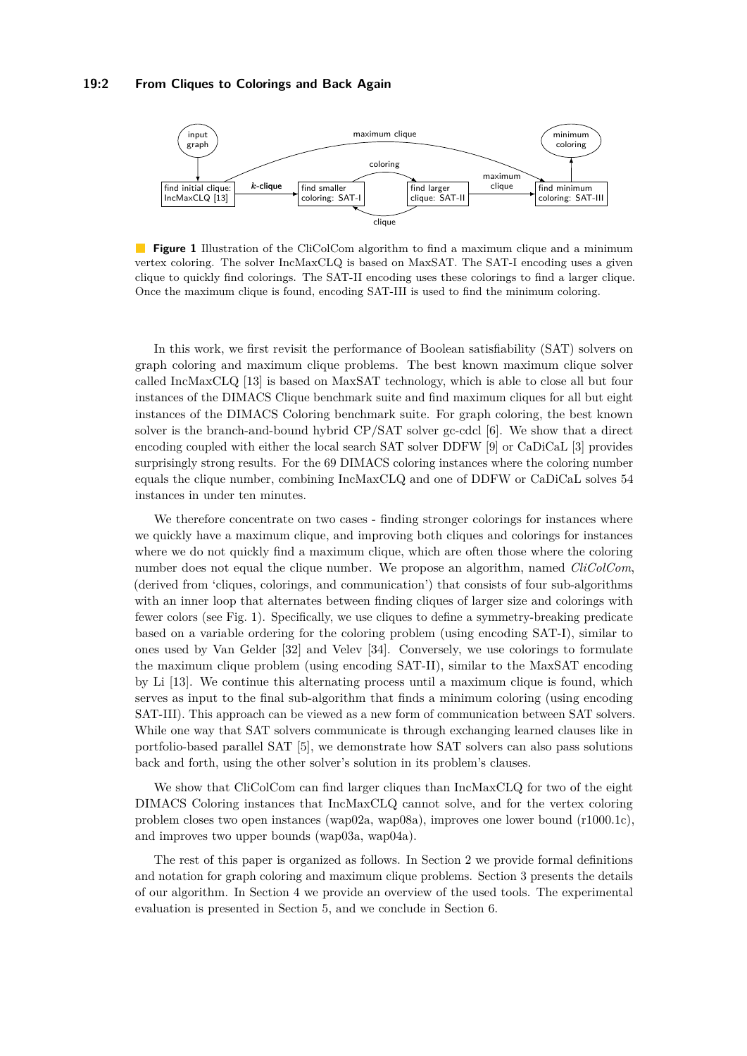**Figure 1** Illustration of the CliColCom algorithm to find a maximum clique and a minimum vertex coloring. The solver IncMaxCLQ is based on MaxSAT. The SAT-I encoding uses a given clique to quickly find colorings. The SAT-II encoding uses these colorings to find a larger clique. Once the maximum clique is found, encoding SAT-III is used to find the minimum coloring.

In this work, we first revisit the performance of Boolean satisfiability (SAT) solvers on graph coloring and maximum clique problems. The best known maximum clique solver called IncMaxCLQ [13] is based on MaxSAT technology, which is able to close all but four instances of the DIMACS Clique benchmark suite and find maximum cliques for all but eight instances of the DIMACS Coloring benchmark suite. For graph coloring, the best known solver is the branch-and-bound hybrid CP/SAT solver gc-cdcl [6]. We show that a direct encoding coupled with either the local search SAT solver DDFW [9] or CaDiCaL [3] provides surprisingly strong results. For the 69 DIMACS coloring instances where the coloring number equals the clique number, combining IncMaxCLQ and one of DDFW or CaDiCaL solves 54 instances in under ten minutes.

We therefore concentrate on two cases - finding stronger colorings for instances where we quickly have a maximum clique, and improving both cliques and colorings for instances where we do not quickly find a maximum clique, which are often those where the coloring number does not equal the clique number. We propose an algorithm, named *CliColCom*, (derived from 'cliques, colorings, and communication') that consists of four sub-algorithms with an inner loop that alternates between finding cliques of larger size and colorings with fewer colors (see Fig. 1). Specifically, we use cliques to define a symmetry-breaking predicate based on a variable ordering for the coloring problem (using encoding SAT-I), similar to ones used by Van Gelder [32] and Velev [34]. Conversely, we use colorings to formulate the maximum clique problem (using encoding SAT-II), similar to the MaxSAT encoding by Li [13]. We continue this alternating process until a maximum clique is found, which serves as input to the final sub-algorithm that finds a minimum coloring (using encoding SAT-III). This approach can be viewed as a new form of communication between SAT solvers. While one way that SAT solvers communicate is through exchanging learned clauses like in portfolio-based parallel SAT [5], we demonstrate how SAT solvers can also pass solutions back and forth, using the other solver's solution in its problem's clauses.

We show that CliColCom can find larger cliques than IncMaxCLQ for two of the eight DIMACS Coloring instances that IncMaxCLQ cannot solve, and for the vertex coloring problem closes two open instances (wap02a, wap08a), improves one lower bound (r1000.1c), and improves two upper bounds (wap03a, wap04a).

The rest of this paper is organized as follows. In Section 2 we provide formal definitions and notation for graph coloring and maximum clique problems. Section 3 presents the details of our algorithm. In Section 4 we provide an overview of the used tools. The experimental evaluation is presented in Section 5, and we conclude in Section 6.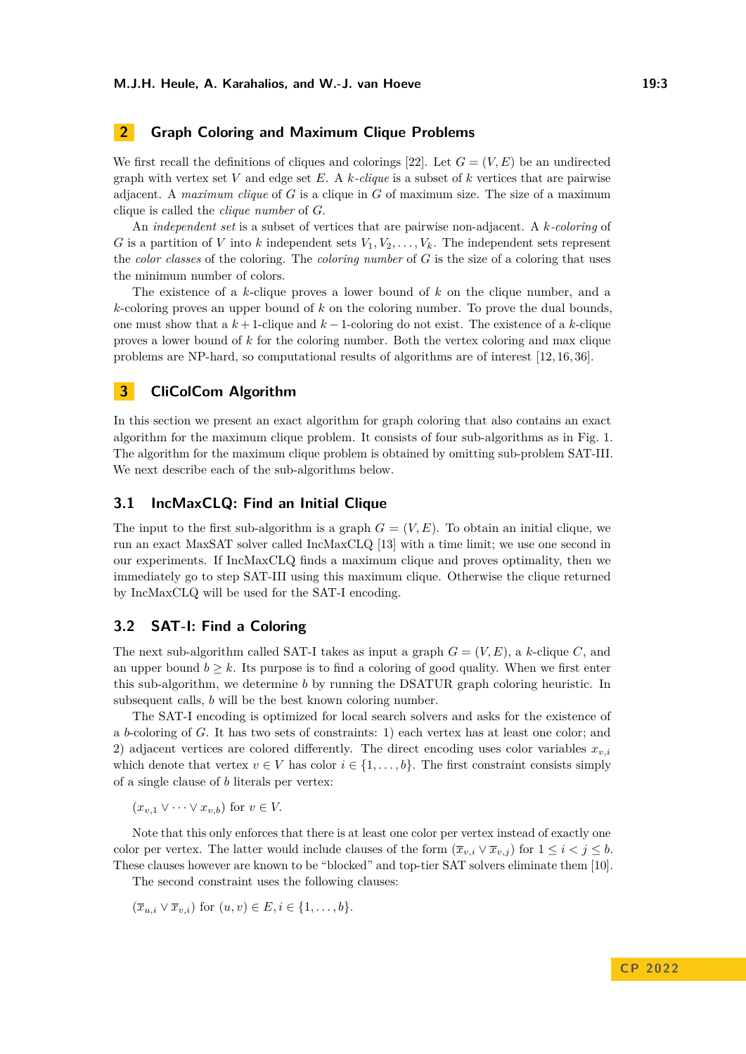## 2 Graph Coloring and Maximum Clique Problems

We first recall the definitions of cliques and colorings [22]. Let $G = (V, E)$ be an undirected graph with vertex set $V$ and edge set $E$. A *$k$-clique* is a subset of $k$ vertices that are pairwise adjacent. A *maximum clique* of $G$ is a clique in $G$ of maximum size. The size of a maximum clique is called the *clique number* of $G$.

An *independent set* is a subset of vertices that are pairwise non-adjacent. A *$k$-coloring* of $G$ is a partition of $V$ into $k$ independent sets $V_1, V_2, \ldots, V_k$. The independent sets represent the *color classes* of the coloring. The *coloring number* of $G$ is the size of a coloring that uses the minimum number of colors.

The existence of a $k$-clique proves a lower bound of $k$ on the clique number, and a $k$-coloring proves an upper bound of $k$ on the coloring number. To prove the dual bounds, one must show that a $k+1$-clique and $k-1$-coloring do not exist. The existence of a $k$-clique proves a lower bound of $k$ for the coloring number. Both the vertex coloring and max clique problems are NP-hard, so computational results of algorithms are of interest [12, 16, 36].

## 3 CliColCom Algorithm

In this section we present an exact algorithm for graph coloring that also contains an exact algorithm for the maximum clique problem. It consists of four sub-algorithms as in Fig. 1. The algorithm for the maximum clique problem is obtained by omitting sub-problem SAT-III. We next describe each of the sub-algorithms below.

### 3.1 IncMaxCLQ: Find an Initial Clique

The input to the first sub-algorithm is a graph $G = (V, E)$. To obtain an initial clique, we run an exact MaxSAT solver called IncMaxCLQ [13] with a time limit; we use one second in our experiments. If IncMaxCLQ finds a maximum clique and proves optimality, then we immediately go to step SAT-III using this maximum clique. Otherwise the clique returned by IncMaxCLQ will be used for the SAT-I encoding.

### 3.2 SAT-I: Find a Coloring

The next sub-algorithm called SAT-I takes as input a graph $G = (V, E)$, a $k$-clique $C$, and an upper bound $b \geq k$. Its purpose is to find a coloring of good quality. When we first enter this sub-algorithm, we determine $b$ by running the DSATUR graph coloring heuristic. In subsequent calls, $b$ will be the best known coloring number.

The SAT-I encoding is optimized for local search solvers and asks for the existence of a $b$-coloring of $G$. It has two sets of constraints: 1) each vertex has at least one color; and 2) adjacent vertices are colored differently. The direct encoding uses color variables $x_{v,i}$ which denote that vertex $v \in V$ has color $i \in \{1, \ldots, b\}$. The first constraint consists simply of a single clause of $b$ literals per vertex:

$(x_{v,1} \vee \cdots \vee x_{v,b})$ for $v \in V$.

Note that this only enforces that there is at least one color per vertex instead of exactly one color per vertex. The latter would include clauses of the form $(\overline{x}_{v,i} \vee \overline{x}_{v,j})$ for $1 \leq i < j \leq b$. These clauses however are known to be "blocked" and top-tier SAT solvers eliminate them [10].

The second constraint uses the following clauses:

$(\overline{x}_{u,i} \vee \overline{x}_{v,i})$ for $(u, v) \in E, i \in \{1, \ldots, b\}$.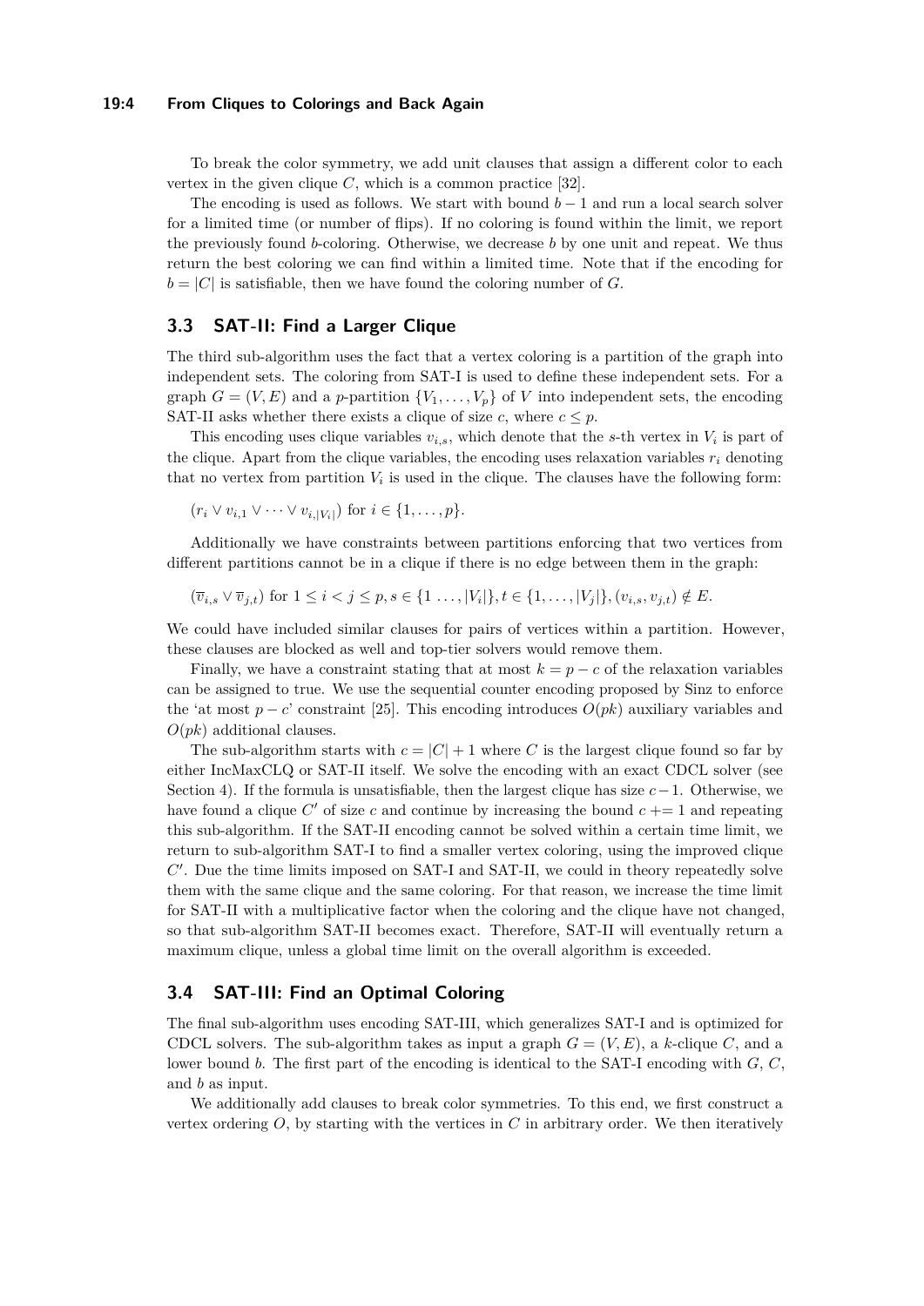To break the color symmetry, we add unit clauses that assign a different color to each vertex in the given clique $C$, which is a common practice [32].

The encoding is used as follows. We start with bound $b - 1$ and run a local search solver for a limited time (or number of flips). If no coloring is found within the limit, we report the previously found $b$-coloring. Otherwise, we decrease $b$ by one unit and repeat. We thus return the best coloring we can find within a limited time. Note that if the encoding for $b = |C|$ is satisfiable, then we have found the coloring number of $G$.

## 3.3 SAT-II: Find a Larger Clique

The third sub-algorithm uses the fact that a vertex coloring is a partition of the graph into independent sets. The coloring from SAT-I is used to define these independent sets. For a graph $G = (V, E)$ and a $p$-partition $\{V_1, \dots, V_p\}$ of $V$ into independent sets, the encoding SAT-II asks whether there exists a clique of size $c$, where $c \leq p$.

This encoding uses clique variables $v_{i,s}$, which denote that the $s$-th vertex in $V_i$ is part of the clique. Apart from the clique variables, the encoding uses relaxation variables $r_i$ denoting that no vertex from partition $V_i$ is used in the clique. The clauses have the following form:

$(r_i \vee v_{i,1} \vee \cdots \vee v_{i,|V_i|})$ for $i \in \{1, \dots, p\}$.

Additionally we have constraints between partitions enforcing that two vertices from different partitions cannot be in a clique if there is no edge between them in the graph:

$(\overline{v}_{i,s} \vee \overline{v}_{j,t})$ for $1 \leq i < j \leq p, s \in \{1 \dots, |V_i|\}, t \in \{1, \dots, |V_j|\}, (v_{i,s}, v_{j,t}) \notin E$.

We could have included similar clauses for pairs of vertices within a partition. However, these clauses are blocked as well and top-tier solvers would remove them.

Finally, we have a constraint stating that at most $k = p - c$ of the relaxation variables can be assigned to true. We use the sequential counter encoding proposed by Sinz to enforce the 'at most $p - c$' constraint [25]. This encoding introduces $O(pk)$ auxiliary variables and $O(pk)$ additional clauses.

The sub-algorithm starts with $c = |C| + 1$ where $C$ is the largest clique found so far by either IncMaxCLQ or SAT-II itself. We solve the encoding with an exact CDCL solver (see Section 4). If the formula is unsatisfiable, then the largest clique has size $c - 1$. Otherwise, we have found a clique $C'$ of size $c$ and continue by increasing the bound $c$ += 1 and repeating this sub-algorithm. If the SAT-II encoding cannot be solved within a certain time limit, we return to sub-algorithm SAT-I to find a smaller vertex coloring, using the improved clique $C'$. Due the time limits imposed on SAT-I and SAT-II, we could in theory repeatedly solve them with the same clique and the same coloring. For that reason, we increase the time limit for SAT-II with a multiplicative factor when the coloring and the clique have not changed, so that sub-algorithm SAT-II becomes exact. Therefore, SAT-II will eventually return a maximum clique, unless a global time limit on the overall algorithm is exceeded.

## 3.4 SAT-III: Find an Optimal Coloring

The final sub-algorithm uses encoding SAT-III, which generalizes SAT-I and is optimized for CDCL solvers. The sub-algorithm takes as input a graph $G = (V, E)$, a $k$-clique $C$, and a lower bound $b$. The first part of the encoding is identical to the SAT-I encoding with $G$, $C$, and $b$ as input.

We additionally add clauses to break color symmetries. To this end, we first construct a vertex ordering $O$, by starting with the vertices in $C$ in arbitrary order. We then iteratively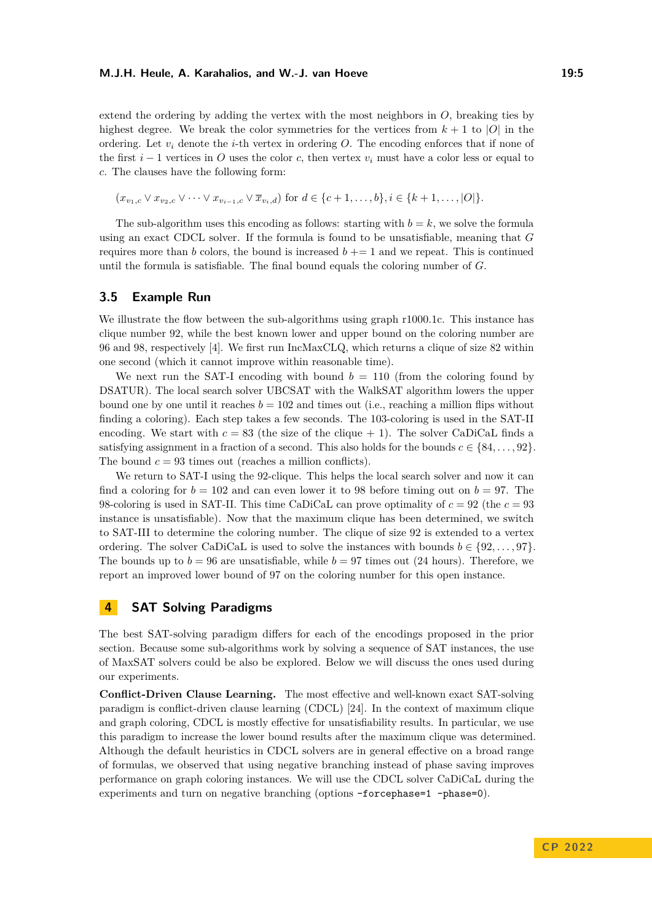extend the ordering by adding the vertex with the most neighbors in $O$, breaking ties by highest degree. We break the color symmetries for the vertices from $k+1$ to $|O|$ in the ordering. Let $v_i$ denote the $i$-th vertex in ordering $O$. The encoding enforces that if none of the first $i-1$ vertices in $O$ uses the color $c$, then vertex $v_i$ must have a color less or equal to $c$. The clauses have the following form:

$$(x_{v_1,c} \vee x_{v_2,c} \vee \cdots \vee x_{v_{i-1},c} \vee \overline{x}_{v_i,d}) \text{ for } d \in \{c+1,\ldots,b\}, i \in \{k+1,\ldots,|O|\}.$$

The sub-algorithm uses this encoding as follows: starting with $b=k$, we solve the formula using an exact CDCL solver. If the formula is found to be unsatisfiable, meaning that $G$ requires more than $b$ colors, the bound is increased $b \mathrel{+}= 1$ and we repeat. This is continued until the formula is satisfiable. The final bound equals the coloring number of $G$.

## 3.5 Example Run

We illustrate the flow between the sub-algorithms using graph r1000.1c. This instance has clique number 92, while the best known lower and upper bound on the coloring number are 96 and 98, respectively [4]. We first run IncMaxCLQ, which returns a clique of size 82 within one second (which it cannot improve within reasonable time).

We next run the SAT-I encoding with bound $b = 110$ (from the coloring found by DSATUR). The local search solver UBCSAT with the WalkSAT algorithm lowers the upper bound one by one until it reaches $b = 102$ and times out (i.e., reaching a million flips without finding a coloring). Each step takes a few seconds. The 103-coloring is used in the SAT-II encoding. We start with $c = 83$ (the size of the clique + 1). The solver CaDiCaL finds a satisfying assignment in a fraction of a second. This also holds for the bounds $c \in \{84,\ldots,92\}$. The bound $c = 93$ times out (reaches a million conflicts).

We return to SAT-I using the 92-clique. This helps the local search solver and now it can find a coloring for $b = 102$ and can even lower it to 98 before timing out on $b = 97$. The 98-coloring is used in SAT-II. This time CaDiCaL can prove optimality of $c = 92$ (the $c = 93$ instance is unsatisfiable). Now that the maximum clique has been determined, we switch to SAT-III to determine the coloring number. The clique of size 92 is extended to a vertex ordering. The solver CaDiCaL is used to solve the instances with bounds $b \in \{92,\ldots,97\}$. The bounds up to $b = 96$ are unsatisfiable, while $b = 97$ times out (24 hours). Therefore, we report an improved lower bound of 97 on the coloring number for this open instance.

# 4 SAT Solving Paradigms

The best SAT-solving paradigm differs for each of the encodings proposed in the prior section. Because some sub-algorithms work by solving a sequence of SAT instances, the use of MaxSAT solvers could be also be explored. Below we will discuss the ones used during our experiments.

**Conflict-Driven Clause Learning.** The most effective and well-known exact SAT-solving paradigm is conflict-driven clause learning (CDCL) [24]. In the context of maximum clique and graph coloring, CDCL is mostly effective for unsatisfiability results. In particular, we use this paradigm to increase the lower bound results after the maximum clique was determined. Although the default heuristics in CDCL solvers are in general effective on a broad range of formulas, we observed that using negative branching instead of phase saving improves performance on graph coloring instances. We will use the CDCL solver CaDiCaL during the experiments and turn on negative branching (options `-forcephase=1 -phase=0`).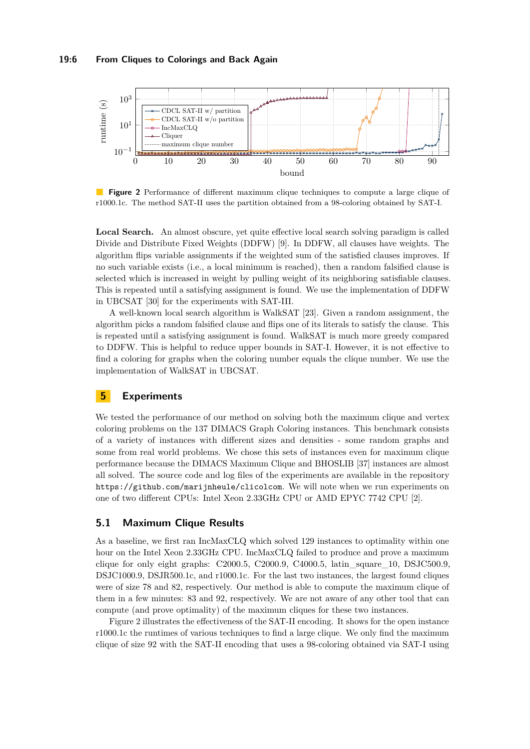**Figure 2** Performance of different maximum clique techniques to compute a large clique of r1000.1c. The method SAT-II uses the partition obtained from a 98-coloring obtained by SAT-I.

**Local Search.** An almost obscure, yet quite effective local search solving paradigm is called Divide and Distribute Fixed Weights (DDFW) [9]. In DDFW, all clauses have weights. The algorithm flips variable assignments if the weighted sum of the satisfied clauses improves. If no such variable exists (i.e., a local minimum is reached), then a random falsified clause is selected which is increased in weight by pulling weight of its neighboring satisfiable clauses. This is repeated until a satisfying assignment is found. We use the implementation of DDFW in UBCSAT [30] for the experiments with SAT-III.

A well-known local search algorithm is WalkSAT [23]. Given a random assignment, the algorithm picks a random falsified clause and flips one of its literals to satisfy the clause. This is repeated until a satisfying assignment is found. WalkSAT is much more greedy compared to DDFW. This is helpful to reduce upper bounds in SAT-I. However, it is not effective to find a coloring for graphs when the coloring number equals the clique number. We use the implementation of WalkSAT in UBCSAT.

## 5 Experiments

We tested the performance of our method on solving both the maximum clique and vertex coloring problems on the 137 DIMACS Graph Coloring instances. This benchmark consists of a variety of instances with different sizes and densities - some random graphs and some from real world problems. We chose this sets of instances even for maximum clique performance because the DIMACS Maximum Clique and BHOSLIB [37] instances are almost all solved. The source code and log files of the experiments are available in the repository `https://github.com/marijnheule/clicolcom`. We will note when we run experiments on one of two different CPUs: Intel Xeon 2.33GHz CPU or AMD EPYC 7742 CPU [2].

### 5.1 Maximum Clique Results

As a baseline, we first ran IncMaxCLQ which solved 129 instances to optimality within one hour on the Intel Xeon 2.33GHz CPU. IncMaxCLQ failed to produce and prove a maximum clique for only eight graphs: C2000.5, C2000.9, C4000.5, latin_square_10, DSJC500.9, DSJC1000.9, DSJR500.1c, and r1000.1c. For the last two instances, the largest found cliques were of size 78 and 82, respectively. Our method is able to compute the maximum clique of them in a few minutes: 83 and 92, respectively. We are not aware of any other tool that can compute (and prove optimality) of the maximum cliques for these two instances.

Figure 2 illustrates the effectiveness of the SAT-II encoding. It shows for the open instance r1000.1c the runtimes of various techniques to find a large clique. We only find the maximum clique of size 92 with the SAT-II encoding that uses a 98-coloring obtained via SAT-I using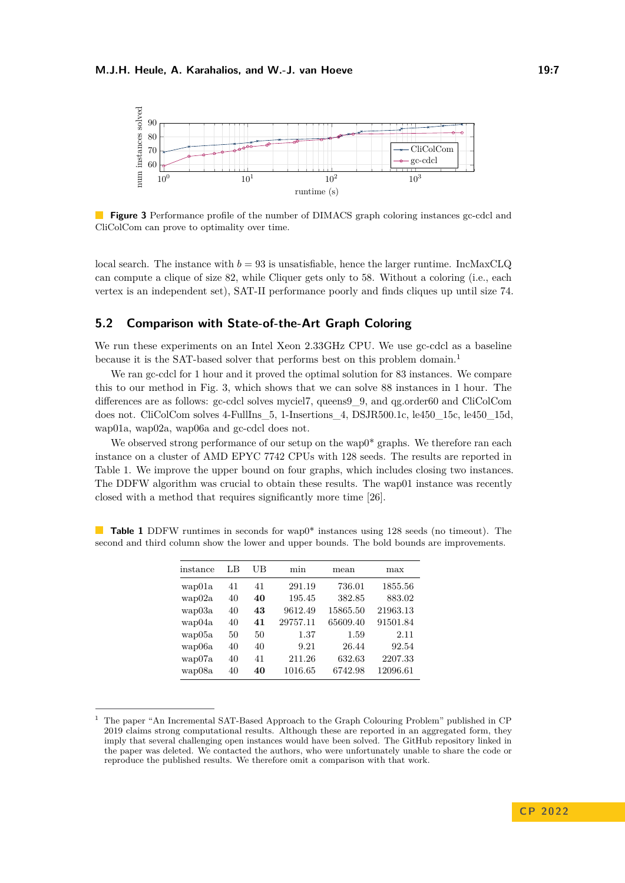**Figure 3** Performance profile of the number of DIMACS graph coloring instances gc-cdcl and CliColCom can prove to optimality over time.

local search. The instance with $b = 93$ is unsatisfiable, hence the larger runtime. IncMaxCLQ can compute a clique of size 82, while Cliquer gets only to 58. Without a coloring (i.e., each vertex is an independent set), SAT-II performance poorly and finds cliques up until size 74.

## 5.2 Comparison with State-of-the-Art Graph Coloring

We run these experiments on an Intel Xeon 2.33GHz CPU. We use gc-cdcl as a baseline because it is the SAT-based solver that performs best on this problem domain.[1]

We ran gc-cdcl for 1 hour and it proved the optimal solution for 83 instances. We compare this to our method in Fig. 3, which shows that we can solve 88 instances in 1 hour. The differences are as follows: gc-cdcl solves myciel7, queens9_9, and qg.order60 and CliColCom does not. CliColCom solves 4-FullIns_5, 1-Insertions_4, DSJR500.1c, le450_15c, le450_15d, wap01a, wap02a, wap06a and gc-cdcl does not.

We observed strong performance of our setup on the wap0* graphs. We therefore ran each instance on a cluster of AMD EPYC 7742 CPUs with 128 seeds. The results are reported in Table 1. We improve the upper bound on four graphs, which includes closing two instances. The DDFW algorithm was crucial to obtain these results. The wap01 instance was recently closed with a method that requires significantly more time [26].

**Table 1** DDFW runtimes in seconds for wap0* instances using 128 seeds (no timeout). The second and third column show the lower and upper bounds. The bold bounds are improvements.

| instance | LB | UB | min | mean | max |
|---|---|---|---|---|---|
| wap01a | 41 | 41 | 291.19 | 736.01 | 1855.56 |
| wap02a | 40 | **40** | 195.45 | 382.85 | 883.02 |
| wap03a | 40 | **43** | 9612.49 | 15865.50 | 21963.13 |
| wap04a | 40 | **41** | 29757.11 | 65609.40 | 91501.84 |
| wap05a | 50 | 50 | 1.37 | 1.59 | 2.11 |
| wap06a | 40 | 40 | 9.21 | 26.44 | 92.54 |
| wap07a | 40 | 41 | 211.26 | 632.63 | 2207.33 |
| wap08a | 40 | **40** | 1016.65 | 6742.98 | 12096.61 |

[1] The paper "An Incremental SAT-Based Approach to the Graph Colouring Problem" published in CP 2019 claims strong computational results. Although these are reported in an aggregated form, they imply that several challenging open instances would have been solved. The GitHub repository linked in the paper was deleted. We contacted the authors, who were unfortunately unable to share the code or reproduce the published results. We therefore omit a comparison with that work.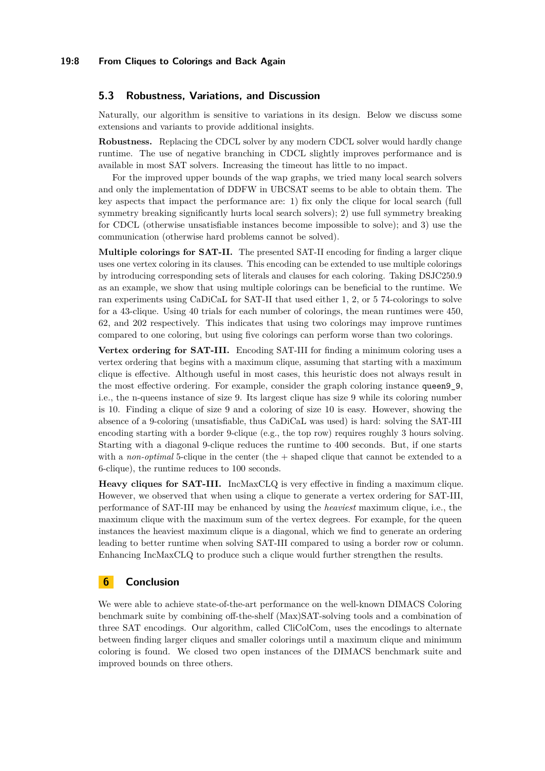## 5.3 Robustness, Variations, and Discussion

Naturally, our algorithm is sensitive to variations in its design. Below we discuss some extensions and variants to provide additional insights.

**Robustness.** Replacing the CDCL solver by any modern CDCL solver would hardly change runtime. The use of negative branching in CDCL slightly improves performance and is available in most SAT solvers. Increasing the timeout has little to no impact.

For the improved upper bounds of the wap graphs, we tried many local search solvers and only the implementation of DDFW in UBCSAT seems to be able to obtain them. The key aspects that impact the performance are: 1) fix only the clique for local search (full symmetry breaking significantly hurts local search solvers); 2) use full symmetry breaking for CDCL (otherwise unsatisfiable instances become impossible to solve); and 3) use the communication (otherwise hard problems cannot be solved).

**Multiple colorings for SAT-II.** The presented SAT-II encoding for finding a larger clique uses one vertex coloring in its clauses. This encoding can be extended to use multiple colorings by introducing corresponding sets of literals and clauses for each coloring. Taking DSJC250.9 as an example, we show that using multiple colorings can be beneficial to the runtime. We ran experiments using CaDiCaL for SAT-II that used either 1, 2, or 5 74-colorings to solve for a 43-clique. Using 40 trials for each number of colorings, the mean runtimes were 450, 62, and 202 respectively. This indicates that using two colorings may improve runtimes compared to one coloring, but using five colorings can perform worse than two colorings.

**Vertex ordering for SAT-III.** Encoding SAT-III for finding a minimum coloring uses a vertex ordering that begins with a maximum clique, assuming that starting with a maximum clique is effective. Although useful in most cases, this heuristic does not always result in the most effective ordering. For example, consider the graph coloring instance `queen9_9`, i.e., the n-queens instance of size 9. Its largest clique has size 9 while its coloring number is 10. Finding a clique of size 9 and a coloring of size 10 is easy. However, showing the absence of a 9-coloring (unsatisfiable, thus CaDiCaL was used) is hard: solving the SAT-III encoding starting with a border 9-clique (e.g., the top row) requires roughly 3 hours solving. Starting with a diagonal 9-clique reduces the runtime to 400 seconds. But, if one starts with a *non-optimal* 5-clique in the center (the + shaped clique that cannot be extended to a 6-clique), the runtime reduces to 100 seconds.

**Heavy cliques for SAT-III.** IncMaxCLQ is very effective in finding a maximum clique. However, we observed that when using a clique to generate a vertex ordering for SAT-III, performance of SAT-III may be enhanced by using the *heaviest* maximum clique, i.e., the maximum clique with the maximum sum of the vertex degrees. For example, for the queen instances the heaviest maximum clique is a diagonal, which we find to generate an ordering leading to better runtime when solving SAT-III compared to using a border row or column. Enhancing IncMaxCLQ to produce such a clique would further strengthen the results.

# 6 Conclusion

We were able to achieve state-of-the-art performance on the well-known DIMACS Coloring benchmark suite by combining off-the-shelf (Max)SAT-solving tools and a combination of three SAT encodings. Our algorithm, called CliColCom, uses the encodings to alternate between finding larger cliques and smaller colorings until a maximum clique and minimum coloring is found. We closed two open instances of the DIMACS benchmark suite and improved bounds on three others.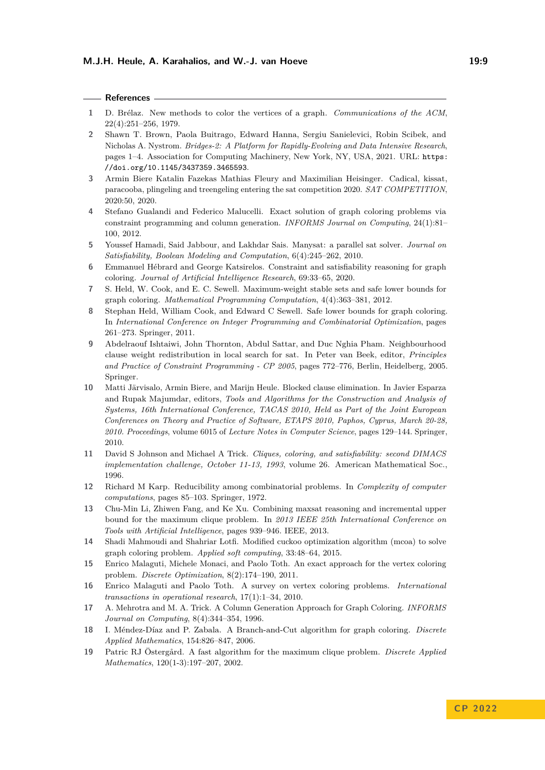## References

1. D. Brélaz. New methods to color the vertices of a graph. *Communications of the ACM*, 22(4):251–256, 1979.
2. Shawn T. Brown, Paola Buitrago, Edward Hanna, Sergiu Sanielevici, Robin Scibek, and Nicholas A. Nystrom. *Bridges-2: A Platform for Rapidly-Evolving and Data Intensive Research*, pages 1–4. Association for Computing Machinery, New York, NY, USA, 2021. URL: `https://doi.org/10.1145/3437359.3465593`.
3. Armin Biere Katalin Fazekas Mathias Fleury and Maximilian Heisinger. Cadical, kissat, paracooba, plingeling and treengeling entering the sat competition 2020. *SAT COMPETITION*, 2020:50, 2020.
4. Stefano Gualandi and Federico Malucelli. Exact solution of graph coloring problems via constraint programming and column generation. *INFORMS Journal on Computing*, 24(1):81–100, 2012.
5. Youssef Hamadi, Said Jabbour, and Lakhdar Sais. Manysat: a parallel sat solver. *Journal on Satisfiability, Boolean Modeling and Computation*, 6(4):245–262, 2010.
6. Emmanuel Hébrard and George Katsirelos. Constraint and satisfiability reasoning for graph coloring. *Journal of Artificial Intelligence Research*, 69:33–65, 2020.
7. S. Held, W. Cook, and E. C. Sewell. Maximum-weight stable sets and safe lower bounds for graph coloring. *Mathematical Programming Computation*, 4(4):363–381, 2012.
8. Stephan Held, William Cook, and Edward C Sewell. Safe lower bounds for graph coloring. In *International Conference on Integer Programming and Combinatorial Optimization*, pages 261–273. Springer, 2011.
9. Abdelraouf Ishtaiwi, John Thornton, Abdul Sattar, and Duc Nghia Pham. Neighbourhood clause weight redistribution in local search for sat. In Peter van Beek, editor, *Principles and Practice of Constraint Programming - CP 2005*, pages 772–776, Berlin, Heidelberg, 2005. Springer.
10. Matti Järvisalo, Armin Biere, and Marijn Heule. Blocked clause elimination. In Javier Esparza and Rupak Majumdar, editors, *Tools and Algorithms for the Construction and Analysis of Systems, 16th International Conference, TACAS 2010, Held as Part of the Joint European Conferences on Theory and Practice of Software, ETAPS 2010, Paphos, Cyprus, March 20-28, 2010. Proceedings*, volume 6015 of *Lecture Notes in Computer Science*, pages 129–144. Springer, 2010.
11. David S Johnson and Michael A Trick. *Cliques, coloring, and satisfiability: second DIMACS implementation challenge, October 11-13, 1993*, volume 26. American Mathematical Soc., 1996.
12. Richard M Karp. Reducibility among combinatorial problems. In *Complexity of computer computations*, pages 85–103. Springer, 1972.
13. Chu-Min Li, Zhiwen Fang, and Ke Xu. Combining maxsat reasoning and incremental upper bound for the maximum clique problem. In *2013 IEEE 25th International Conference on Tools with Artificial Intelligence*, pages 939–946. IEEE, 2013.
14. Shadi Mahmoudi and Shahriar Lotfi. Modified cuckoo optimization algorithm (mcoa) to solve graph coloring problem. *Applied soft computing*, 33:48–64, 2015.
15. Enrico Malaguti, Michele Monaci, and Paolo Toth. An exact approach for the vertex coloring problem. *Discrete Optimization*, 8(2):174–190, 2011.
16. Enrico Malaguti and Paolo Toth. A survey on vertex coloring problems. *International transactions in operational research*, 17(1):1–34, 2010.
17. A. Mehrotra and M. A. Trick. A Column Generation Approach for Graph Coloring. *INFORMS Journal on Computing*, 8(4):344–354, 1996.
18. I. Méndez-Díaz and P. Zabala. A Branch-and-Cut algorithm for graph coloring. *Discrete Applied Mathematics*, 154:826–847, 2006.
19. Patric RJ Östergård. A fast algorithm for the maximum clique problem. *Discrete Applied Mathematics*, 120(1-3):197–207, 2002.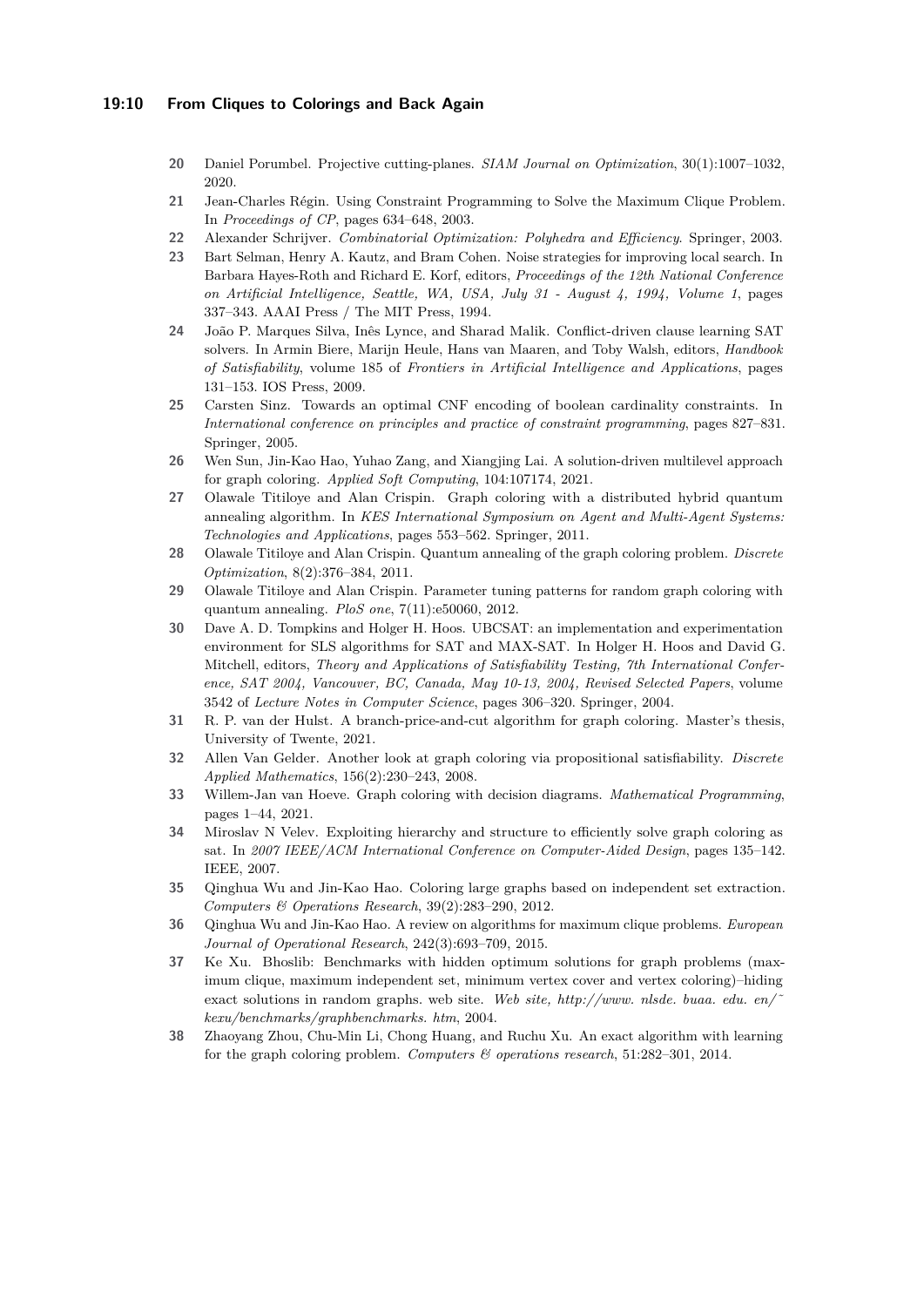20. Daniel Porumbel. Projective cutting-planes. *SIAM Journal on Optimization*, 30(1):1007–1032, 2020.
21. Jean-Charles Régin. Using Constraint Programming to Solve the Maximum Clique Problem. In *Proceedings of CP*, pages 634–648, 2003.
22. Alexander Schrijver. *Combinatorial Optimization: Polyhedra and Efficiency*. Springer, 2003.
23. Bart Selman, Henry A. Kautz, and Bram Cohen. Noise strategies for improving local search. In Barbara Hayes-Roth and Richard E. Korf, editors, *Proceedings of the 12th National Conference on Artificial Intelligence, Seattle, WA, USA, July 31 - August 4, 1994, Volume 1*, pages 337–343. AAAI Press / The MIT Press, 1994.
24. João P. Marques Silva, Inês Lynce, and Sharad Malik. Conflict-driven clause learning SAT solvers. In Armin Biere, Marijn Heule, Hans van Maaren, and Toby Walsh, editors, *Handbook of Satisfiability*, volume 185 of *Frontiers in Artificial Intelligence and Applications*, pages 131–153. IOS Press, 2009.
25. Carsten Sinz. Towards an optimal CNF encoding of boolean cardinality constraints. In *International conference on principles and practice of constraint programming*, pages 827–831. Springer, 2005.
26. Wen Sun, Jin-Kao Hao, Yuhao Zang, and Xiangjing Lai. A solution-driven multilevel approach for graph coloring. *Applied Soft Computing*, 104:107174, 2021.
27. Olawale Titiloye and Alan Crispin. Graph coloring with a distributed hybrid quantum annealing algorithm. In *KES International Symposium on Agent and Multi-Agent Systems: Technologies and Applications*, pages 553–562. Springer, 2011.
28. Olawale Titiloye and Alan Crispin. Quantum annealing of the graph coloring problem. *Discrete Optimization*, 8(2):376–384, 2011.
29. Olawale Titiloye and Alan Crispin. Parameter tuning patterns for random graph coloring with quantum annealing. *PloS one*, 7(11):e50060, 2012.
30. Dave A. D. Tompkins and Holger H. Hoos. UBCSAT: an implementation and experimentation environment for SLS algorithms for SAT and MAX-SAT. In Holger H. Hoos and David G. Mitchell, editors, *Theory and Applications of Satisfiability Testing, 7th International Conference, SAT 2004, Vancouver, BC, Canada, May 10-13, 2004, Revised Selected Papers*, volume 3542 of *Lecture Notes in Computer Science*, pages 306–320. Springer, 2004.
31. R. P. van der Hulst. A branch-price-and-cut algorithm for graph coloring. Master's thesis, University of Twente, 2021.
32. Allen Van Gelder. Another look at graph coloring via propositional satisfiability. *Discrete Applied Mathematics*, 156(2):230–243, 2008.
33. Willem-Jan van Hoeve. Graph coloring with decision diagrams. *Mathematical Programming*, pages 1–44, 2021.
34. Miroslav N Velev. Exploiting hierarchy and structure to efficiently solve graph coloring as sat. In *2007 IEEE/ACM International Conference on Computer-Aided Design*, pages 135–142. IEEE, 2007.
35. Qinghua Wu and Jin-Kao Hao. Coloring large graphs based on independent set extraction. *Computers & Operations Research*, 39(2):283–290, 2012.
36. Qinghua Wu and Jin-Kao Hao. A review on algorithms for maximum clique problems. *European Journal of Operational Research*, 242(3):693–709, 2015.
37. Ke Xu. Bhoslib: Benchmarks with hidden optimum solutions for graph problems (maximum clique, maximum independent set, minimum vertex cover and vertex coloring)–hiding exact solutions in random graphs. web site. *Web site, http://www. nlsde. buaa. edu. en/~kexu/benchmarks/graphbenchmarks. htm*, 2004.
38. Zhaoyang Zhou, Chu-Min Li, Chong Huang, and Ruchu Xu. An exact algorithm with learning for the graph coloring problem. *Computers & operations research*, 51:282–301, 2014.